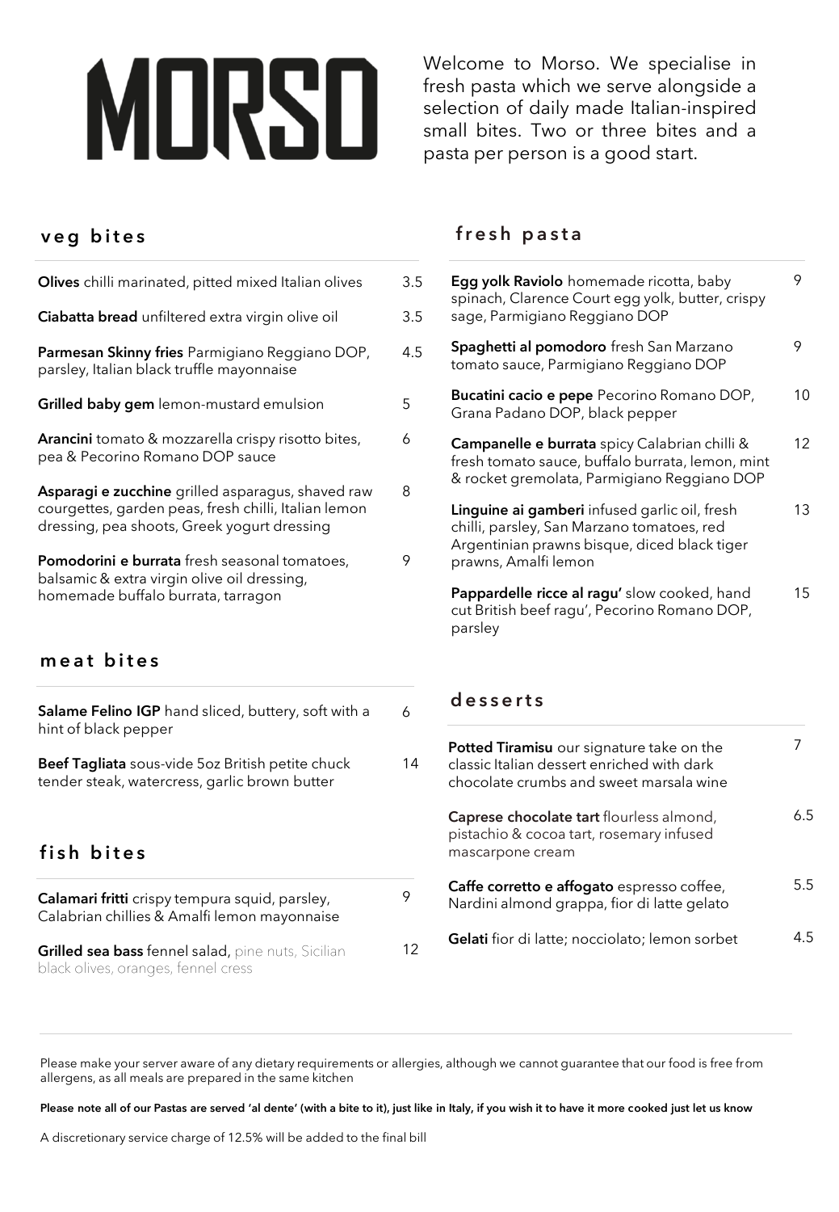# MORSO

Welcome to Morso. We specialise in fresh pasta which we serve alongside a selection of daily made Italian-inspired small bites. Two or three bites and a pasta per person is a good start.

## veg bites

| | |
|---|---|
| **Olives** chilli marinated, pitted mixed Italian olives | 3.5 |
| **Ciabatta bread** unfiltered extra virgin olive oil | 3.5 |
| **Parmesan Skinny fries** Parmigiano Reggiano DOP, parsley, Italian black truffle mayonnaise | 4.5 |
| **Grilled baby gem** lemon-mustard emulsion | 5 |
| **Arancini** tomato & mozzarella crispy risotto bites, pea & Pecorino Romano DOP sauce | 6 |
| **Asparagi e zucchine** grilled asparagus, shaved raw courgettes, garden peas, fresh chilli, Italian lemon dressing, pea shoots, Greek yogurt dressing | 8 |
| **Pomodorini e burrata** fresh seasonal tomatoes, balsamic & extra virgin olive oil dressing, homemade buffalo burrata, tarragon | 9 |

## meat bites

| | |
|---|---|
| **Salame Felino IGP** hand sliced, buttery, soft with a hint of black pepper | 6 |
| **Beef Tagliata** sous-vide 5oz British petite chuck tender steak, watercress, garlic brown butter | 14 |

## fish bites

| | |
|---|---|
| **Calamari fritti** crispy tempura squid, parsley, Calabrian chillies & Amalfi lemon mayonnaise | 9 |
| **Grilled sea bass** fennel salad, pine nuts, Sicilian black olives, oranges, fennel cress | 12 |

## fresh pasta

| | |
|---|---|
| **Egg yolk Raviolo** homemade ricotta, baby spinach, Clarence Court egg yolk, butter, crispy sage, Parmigiano Reggiano DOP | 9 |
| **Spaghetti al pomodoro** fresh San Marzano tomato sauce, Parmigiano Reggiano DOP | 9 |
| **Bucatini cacio e pepe** Pecorino Romano DOP, Grana Padano DOP, black pepper | 10 |
| **Campanelle e burrata** spicy Calabrian chilli & fresh tomato sauce, buffalo burrata, lemon, mint & rocket gremolata, Parmigiano Reggiano DOP | 12 |
| **Linguine ai gamberi** infused garlic oil, fresh chilli, parsley, San Marzano tomatoes, red Argentinian prawns bisque, diced black tiger prawns, Amalfi lemon | 13 |
| **Pappardelle ricce al ragu'** slow cooked, hand cut British beef ragu', Pecorino Romano DOP, parsley | 15 |

## desserts

| | |
|---|---|
| **Potted Tiramisu** our signature take on the classic Italian dessert enriched with dark chocolate crumbs and sweet marsala wine | 7 |
| **Caprese chocolate tart** flourless almond, pistachio & cocoa tart, rosemary infused mascarpone cream | 6.5 |
| **Caffe corretto e affogato** espresso coffee, Nardini almond grappa, fior di latte gelato | 5.5 |
| **Gelati** fior di latte; nocciolato; lemon sorbet | 4.5 |

Please make your server aware of any dietary requirements or allergies, although we cannot guarantee that our food is free from allergens, as all meals are prepared in the same kitchen

**Please note all of our Pastas are served 'al dente' (with a bite to it), just like in Italy, if you wish it to have it more cooked just let us know**

A discretionary service charge of 12.5% will be added to the final bill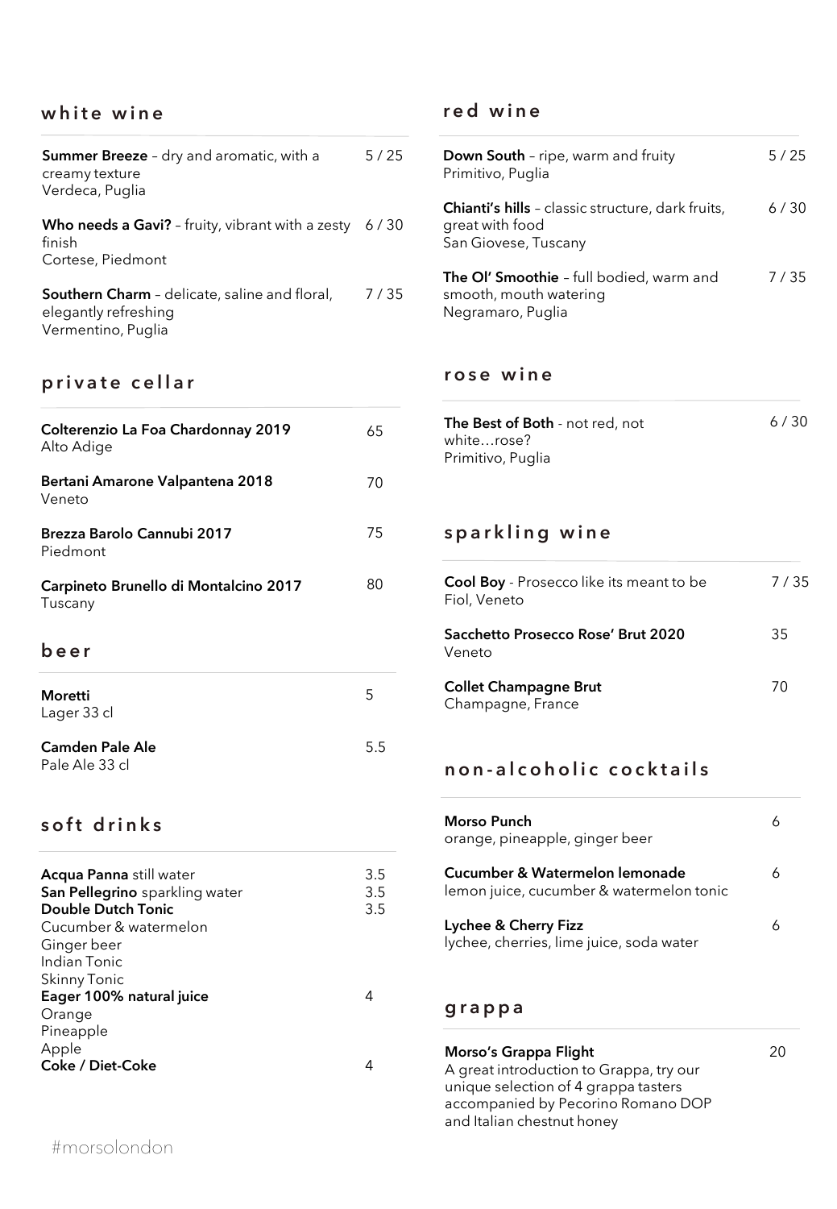## white wine

| | |
|---|---|
| **Summer Breeze** – dry and aromatic, with a creamy texture<br>Verdeca, Puglia | 5 / 25 |
| **Who needs a Gavi?** – fruity, vibrant with a zesty finish<br>Cortese, Piedmont | 6 / 30 |
| **Southern Charm** – delicate, saline and floral, elegantly refreshing<br>Vermentino, Puglia | 7 / 35 |

## private cellar

| | |
|---|---|
| **Colterenzio La Foa Chardonnay 2019**<br>Alto Adige | 65 |
| **Bertani Amarone Valpantena 2018**<br>Veneto | 70 |
| **Brezza Barolo Cannubi 2017**<br>Piedmont | 75 |
| **Carpineto Brunello di Montalcino 2017**<br>Tuscany | 80 |

## beer

| | |
|---|---|
| **Moretti**<br>Lager 33 cl | 5 |
| **Camden Pale Ale**<br>Pale Ale 33 cl | 5.5 |

## soft drinks

| | |
|---|---|
| **Acqua Panna** still water | 3.5 |
| **San Pellegrino** sparkling water | 3.5 |
| **Double Dutch Tonic**<br>Cucumber & watermelon<br>Ginger beer<br>Indian Tonic<br>Skinny Tonic | 3.5 |
| **Eager 100% natural juice**<br>Orange<br>Pineapple<br>Apple | 4 |
| **Coke / Diet-Coke** | 4 |

## red wine

| | |
|---|---|
| **Down South** – ripe, warm and fruity<br>Primitivo, Puglia | 5 / 25 |
| **Chianti's hills** – classic structure, dark fruits, great with food<br>San Giovese, Tuscany | 6 / 30 |
| **The Ol' Smoothie** – full bodied, warm and smooth, mouth watering<br>Negramaro, Puglia | 7 / 35 |

## rose wine

| | |
|---|---|
| **The Best of Both** - not red, not white…rose?<br>Primitivo, Puglia | 6 / 30 |

## sparkling wine

| | |
|---|---|
| **Cool Boy** - Prosecco like its meant to be<br>Fiol, Veneto | 7 / 35 |
| **Sacchetto Prosecco Rose' Brut 2020**<br>Veneto | 35 |
| **Collet Champagne Brut**<br>Champagne, France | 70 |

## non-alcoholic cocktails

| | |
|---|---|
| **Morso Punch**<br>orange, pineapple, ginger beer | 6 |
| **Cucumber & Watermelon lemonade**<br>lemon juice, cucumber & watermelon tonic | 6 |
| **Lychee & Cherry Fizz**<br>lychee, cherries, lime juice, soda water | 6 |

## grappa

| | |
|---|---|
| **Morso's Grappa Flight**<br>A great introduction to Grappa, try our unique selection of 4 grappa tasters accompanied by Pecorino Romano DOP and Italian chestnut honey | 20 |

#morsolondon